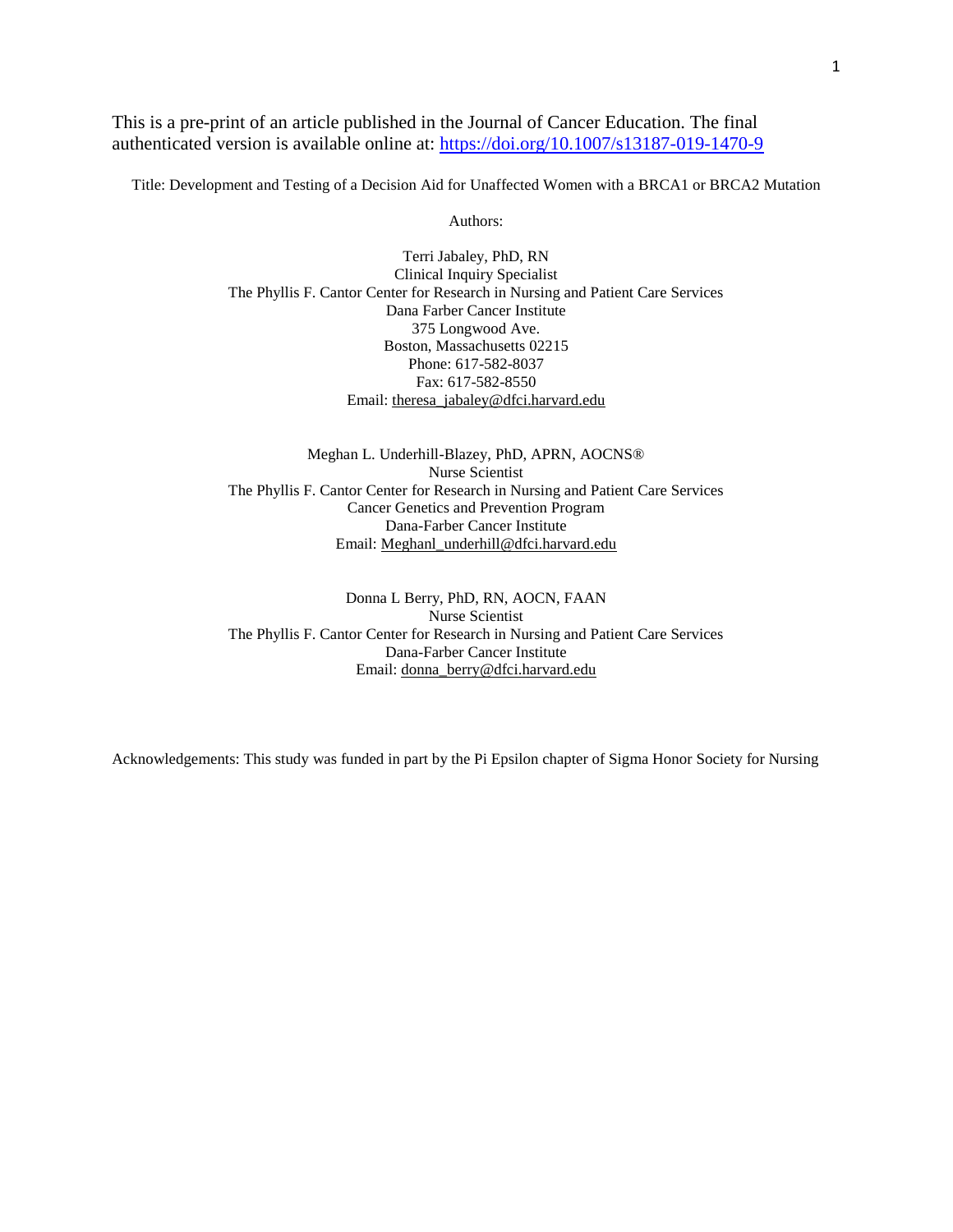This is a pre-print of an article published in the Journal of Cancer Education. The final authenticated version is available online at: https://doi.org/10.1007/s13187-019-1470-9

Title: Development and Testing of a Decision Aid for Unaffected Women with a BRCA1 or BRCA2 Mutation

Authors:

Terri Jabaley, PhD, RN
Clinical Inquiry Specialist
The Phyllis F. Cantor Center for Research in Nursing and Patient Care Services
Dana Farber Cancer Institute
375 Longwood Ave.
Boston, Massachusetts 02215
Phone: 617-582-8037
Fax: 617-582-8550
Email: theresa_jabaley@dfci.harvard.edu

Meghan L. Underhill-Blazey, PhD, APRN, AOCNS®
Nurse Scientist
The Phyllis F. Cantor Center for Research in Nursing and Patient Care Services
Cancer Genetics and Prevention Program
Dana-Farber Cancer Institute
Email: Meghanl_underhill@dfci.harvard.edu

Donna L Berry, PhD, RN, AOCN, FAAN
Nurse Scientist
The Phyllis F. Cantor Center for Research in Nursing and Patient Care Services
Dana-Farber Cancer Institute
Email: donna_berry@dfci.harvard.edu

Acknowledgements: This study was funded in part by the Pi Epsilon chapter of Sigma Honor Society for Nursing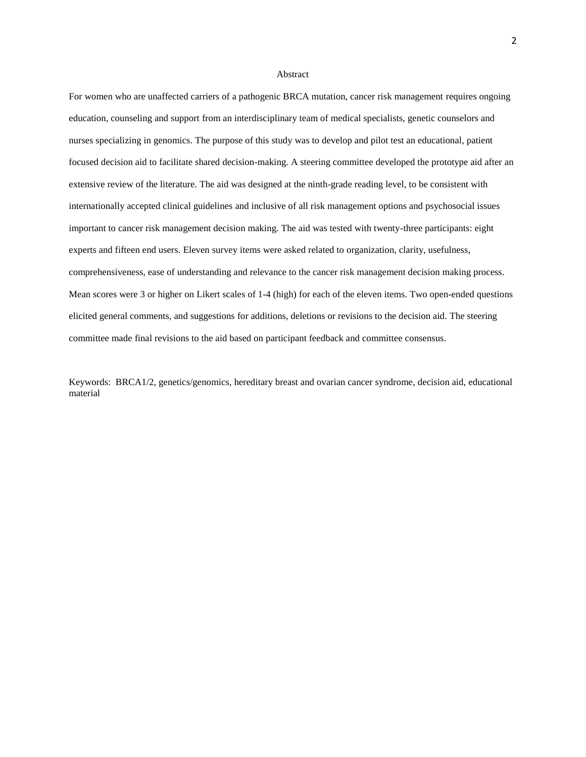# Abstract

For women who are unaffected carriers of a pathogenic BRCA mutation, cancer risk management requires ongoing education, counseling and support from an interdisciplinary team of medical specialists, genetic counselors and nurses specializing in genomics. The purpose of this study was to develop and pilot test an educational, patient focused decision aid to facilitate shared decision-making. A steering committee developed the prototype aid after an extensive review of the literature. The aid was designed at the ninth-grade reading level, to be consistent with internationally accepted clinical guidelines and inclusive of all risk management options and psychosocial issues important to cancer risk management decision making. The aid was tested with twenty-three participants: eight experts and fifteen end users. Eleven survey items were asked related to organization, clarity, usefulness, comprehensiveness, ease of understanding and relevance to the cancer risk management decision making process. Mean scores were 3 or higher on Likert scales of 1-4 (high) for each of the eleven items. Two open-ended questions elicited general comments, and suggestions for additions, deletions or revisions to the decision aid. The steering committee made final revisions to the aid based on participant feedback and committee consensus.

Keywords: BRCA1/2, genetics/genomics, hereditary breast and ovarian cancer syndrome, decision aid, educational material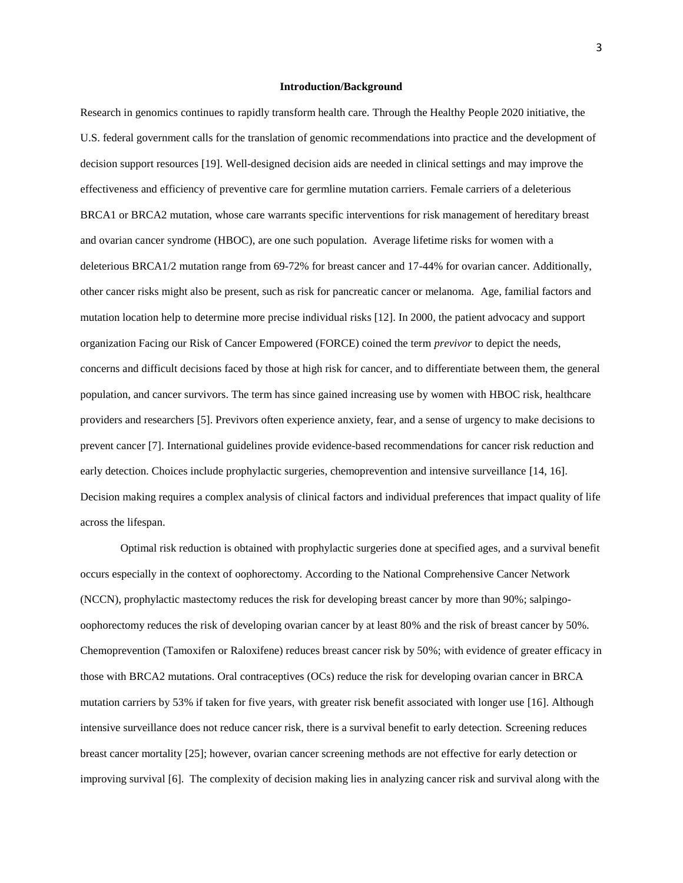## Introduction/Background

Research in genomics continues to rapidly transform health care. Through the Healthy People 2020 initiative, the U.S. federal government calls for the translation of genomic recommendations into practice and the development of decision support resources [19]. Well-designed decision aids are needed in clinical settings and may improve the effectiveness and efficiency of preventive care for germline mutation carriers. Female carriers of a deleterious BRCA1 or BRCA2 mutation, whose care warrants specific interventions for risk management of hereditary breast and ovarian cancer syndrome (HBOC), are one such population. Average lifetime risks for women with a deleterious BRCA1/2 mutation range from 69-72% for breast cancer and 17-44% for ovarian cancer. Additionally, other cancer risks might also be present, such as risk for pancreatic cancer or melanoma. Age, familial factors and mutation location help to determine more precise individual risks [12]. In 2000, the patient advocacy and support organization Facing our Risk of Cancer Empowered (FORCE) coined the term *previvor* to depict the needs, concerns and difficult decisions faced by those at high risk for cancer, and to differentiate between them, the general population, and cancer survivors. The term has since gained increasing use by women with HBOC risk, healthcare providers and researchers [5]. Previvors often experience anxiety, fear, and a sense of urgency to make decisions to prevent cancer [7]. International guidelines provide evidence-based recommendations for cancer risk reduction and early detection. Choices include prophylactic surgeries, chemoprevention and intensive surveillance [14, 16]. Decision making requires a complex analysis of clinical factors and individual preferences that impact quality of life across the lifespan.

Optimal risk reduction is obtained with prophylactic surgeries done at specified ages, and a survival benefit occurs especially in the context of oophorectomy. According to the National Comprehensive Cancer Network (NCCN), prophylactic mastectomy reduces the risk for developing breast cancer by more than 90%; salpingo-oophorectomy reduces the risk of developing ovarian cancer by at least 80% and the risk of breast cancer by 50%. Chemoprevention (Tamoxifen or Raloxifene) reduces breast cancer risk by 50%; with evidence of greater efficacy in those with BRCA2 mutations. Oral contraceptives (OCs) reduce the risk for developing ovarian cancer in BRCA mutation carriers by 53% if taken for five years, with greater risk benefit associated with longer use [16]. Although intensive surveillance does not reduce cancer risk, there is a survival benefit to early detection. Screening reduces breast cancer mortality [25]; however, ovarian cancer screening methods are not effective for early detection or improving survival [6]. The complexity of decision making lies in analyzing cancer risk and survival along with the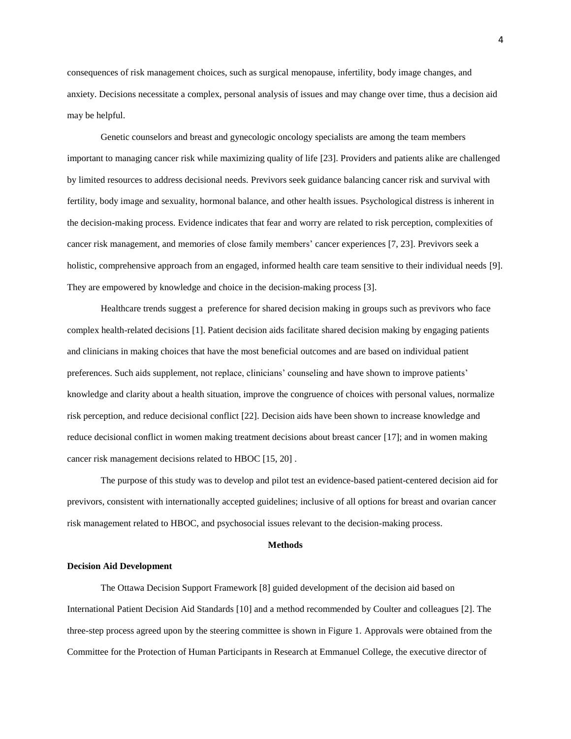consequences of risk management choices, such as surgical menopause, infertility, body image changes, and anxiety. Decisions necessitate a complex, personal analysis of issues and may change over time, thus a decision aid may be helpful.

Genetic counselors and breast and gynecologic oncology specialists are among the team members important to managing cancer risk while maximizing quality of life [23]. Providers and patients alike are challenged by limited resources to address decisional needs. Previvors seek guidance balancing cancer risk and survival with fertility, body image and sexuality, hormonal balance, and other health issues. Psychological distress is inherent in the decision-making process. Evidence indicates that fear and worry are related to risk perception, complexities of cancer risk management, and memories of close family members' cancer experiences [7, 23]. Previvors seek a holistic, comprehensive approach from an engaged, informed health care team sensitive to their individual needs [9]. They are empowered by knowledge and choice in the decision-making process [3].

Healthcare trends suggest a preference for shared decision making in groups such as previvors who face complex health-related decisions [1]. Patient decision aids facilitate shared decision making by engaging patients and clinicians in making choices that have the most beneficial outcomes and are based on individual patient preferences. Such aids supplement, not replace, clinicians' counseling and have shown to improve patients' knowledge and clarity about a health situation, improve the congruence of choices with personal values, normalize risk perception, and reduce decisional conflict [22]. Decision aids have been shown to increase knowledge and reduce decisional conflict in women making treatment decisions about breast cancer [17]; and in women making cancer risk management decisions related to HBOC [15, 20] .

The purpose of this study was to develop and pilot test an evidence-based patient-centered decision aid for previvors, consistent with internationally accepted guidelines; inclusive of all options for breast and ovarian cancer risk management related to HBOC, and psychosocial issues relevant to the decision-making process.

## Methods

### Decision Aid Development

The Ottawa Decision Support Framework [8] guided development of the decision aid based on International Patient Decision Aid Standards [10] and a method recommended by Coulter and colleagues [2]. The three-step process agreed upon by the steering committee is shown in Figure 1. Approvals were obtained from the Committee for the Protection of Human Participants in Research at Emmanuel College, the executive director of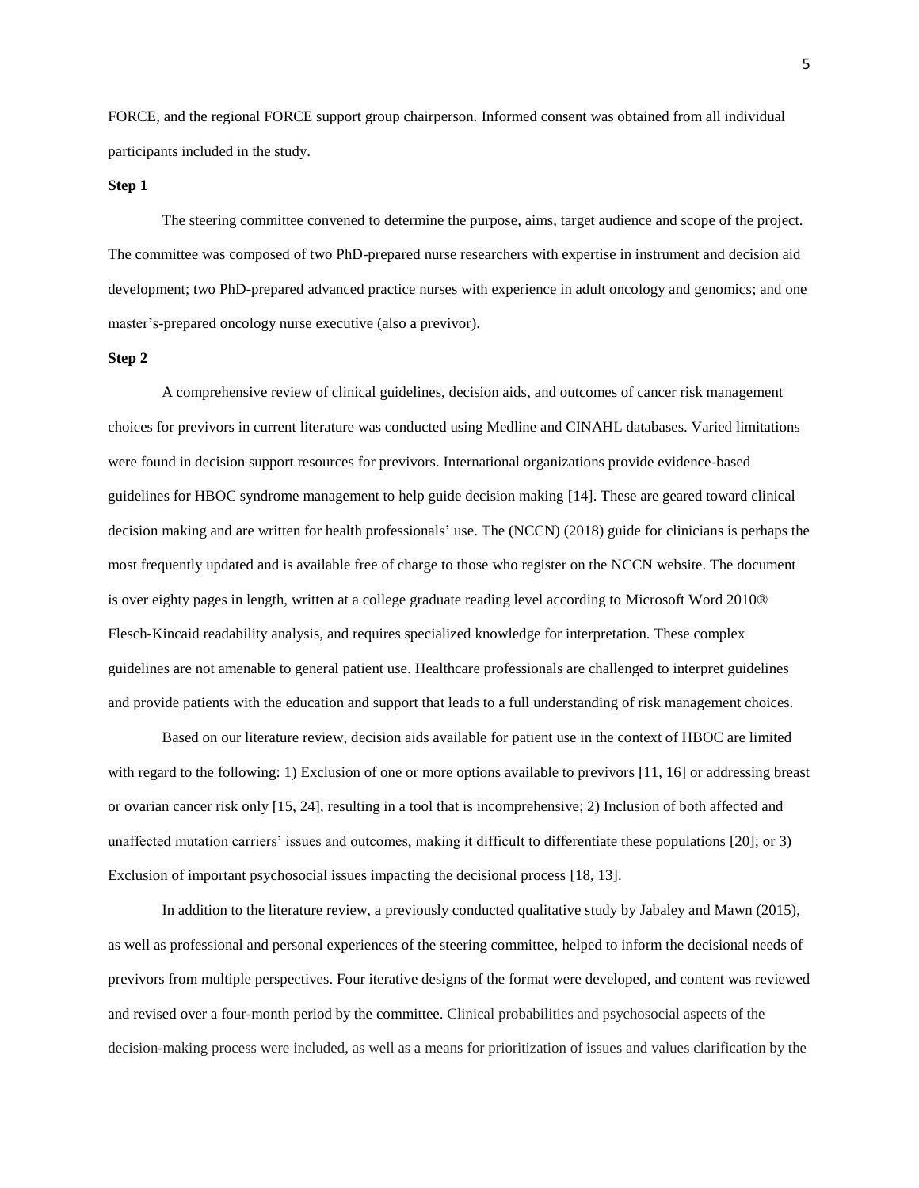FORCE, and the regional FORCE support group chairperson. Informed consent was obtained from all individual participants included in the study.

**Step 1**

The steering committee convened to determine the purpose, aims, target audience and scope of the project. The committee was composed of two PhD-prepared nurse researchers with expertise in instrument and decision aid development; two PhD-prepared advanced practice nurses with experience in adult oncology and genomics; and one master's-prepared oncology nurse executive (also a previvor).

**Step 2**

A comprehensive review of clinical guidelines, decision aids, and outcomes of cancer risk management choices for previvors in current literature was conducted using Medline and CINAHL databases. Varied limitations were found in decision support resources for previvors. International organizations provide evidence-based guidelines for HBOC syndrome management to help guide decision making [14]. These are geared toward clinical decision making and are written for health professionals' use. The (NCCN) (2018) guide for clinicians is perhaps the most frequently updated and is available free of charge to those who register on the NCCN website. The document is over eighty pages in length, written at a college graduate reading level according to Microsoft Word 2010® Flesch-Kincaid readability analysis, and requires specialized knowledge for interpretation. These complex guidelines are not amenable to general patient use. Healthcare professionals are challenged to interpret guidelines and provide patients with the education and support that leads to a full understanding of risk management choices.

Based on our literature review, decision aids available for patient use in the context of HBOC are limited with regard to the following: 1) Exclusion of one or more options available to previvors [11, 16] or addressing breast or ovarian cancer risk only [15, 24], resulting in a tool that is incomprehensive; 2) Inclusion of both affected and unaffected mutation carriers' issues and outcomes, making it difficult to differentiate these populations [20]; or 3) Exclusion of important psychosocial issues impacting the decisional process [18, 13].

In addition to the literature review, a previously conducted qualitative study by Jabaley and Mawn (2015), as well as professional and personal experiences of the steering committee, helped to inform the decisional needs of previvors from multiple perspectives. Four iterative designs of the format were developed, and content was reviewed and revised over a four-month period by the committee. Clinical probabilities and psychosocial aspects of the decision-making process were included, as well as a means for prioritization of issues and values clarification by the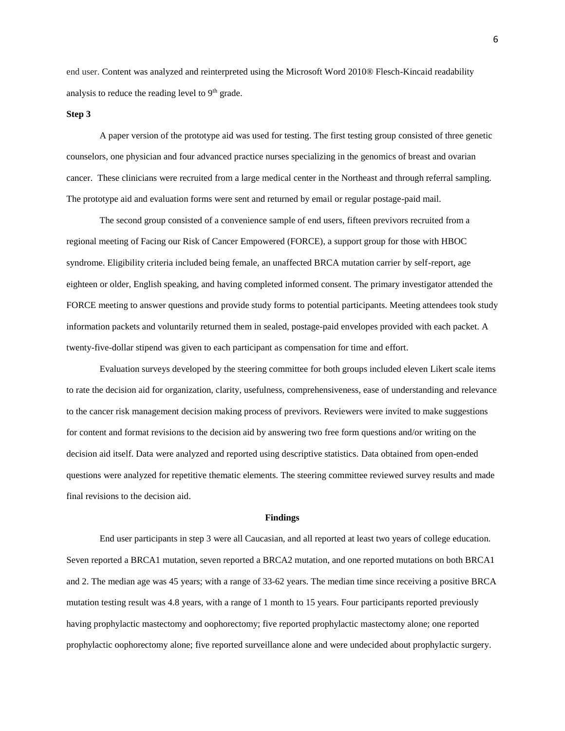end user. Content was analyzed and reinterpreted using the Microsoft Word 2010® Flesch-Kincaid readability analysis to reduce the reading level to 9th grade.

**Step 3**

A paper version of the prototype aid was used for testing. The first testing group consisted of three genetic counselors, one physician and four advanced practice nurses specializing in the genomics of breast and ovarian cancer. These clinicians were recruited from a large medical center in the Northeast and through referral sampling. The prototype aid and evaluation forms were sent and returned by email or regular postage-paid mail.

The second group consisted of a convenience sample of end users, fifteen previvors recruited from a regional meeting of Facing our Risk of Cancer Empowered (FORCE), a support group for those with HBOC syndrome. Eligibility criteria included being female, an unaffected BRCA mutation carrier by self-report, age eighteen or older, English speaking, and having completed informed consent. The primary investigator attended the FORCE meeting to answer questions and provide study forms to potential participants. Meeting attendees took study information packets and voluntarily returned them in sealed, postage-paid envelopes provided with each packet. A twenty-five-dollar stipend was given to each participant as compensation for time and effort.

Evaluation surveys developed by the steering committee for both groups included eleven Likert scale items to rate the decision aid for organization, clarity, usefulness, comprehensiveness, ease of understanding and relevance to the cancer risk management decision making process of previvors. Reviewers were invited to make suggestions for content and format revisions to the decision aid by answering two free form questions and/or writing on the decision aid itself. Data were analyzed and reported using descriptive statistics. Data obtained from open-ended questions were analyzed for repetitive thematic elements. The steering committee reviewed survey results and made final revisions to the decision aid.

## Findings

End user participants in step 3 were all Caucasian, and all reported at least two years of college education. Seven reported a BRCA1 mutation, seven reported a BRCA2 mutation, and one reported mutations on both BRCA1 and 2. The median age was 45 years; with a range of 33-62 years. The median time since receiving a positive BRCA mutation testing result was 4.8 years, with a range of 1 month to 15 years. Four participants reported previously having prophylactic mastectomy and oophorectomy; five reported prophylactic mastectomy alone; one reported prophylactic oophorectomy alone; five reported surveillance alone and were undecided about prophylactic surgery.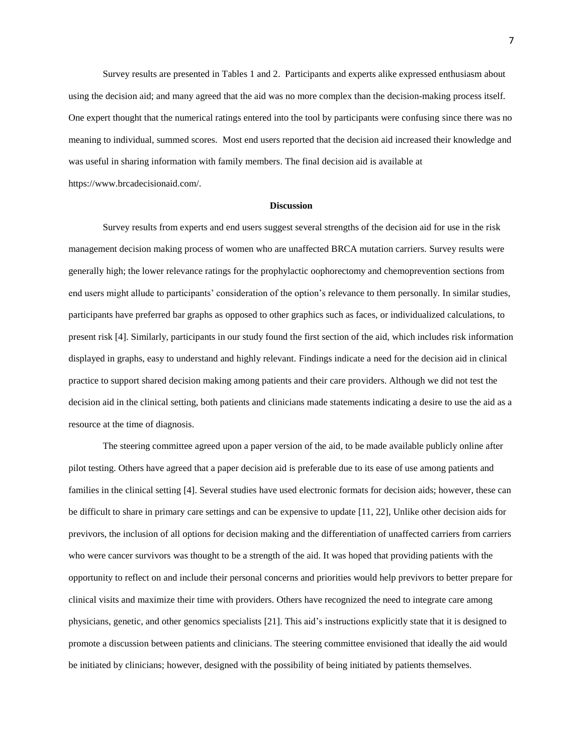Survey results are presented in Tables 1 and 2. Participants and experts alike expressed enthusiasm about using the decision aid; and many agreed that the aid was no more complex than the decision-making process itself. One expert thought that the numerical ratings entered into the tool by participants were confusing since there was no meaning to individual, summed scores. Most end users reported that the decision aid increased their knowledge and was useful in sharing information with family members. The final decision aid is available at https://www.brcadecisionaid.com/.

## Discussion

Survey results from experts and end users suggest several strengths of the decision aid for use in the risk management decision making process of women who are unaffected BRCA mutation carriers. Survey results were generally high; the lower relevance ratings for the prophylactic oophorectomy and chemoprevention sections from end users might allude to participants' consideration of the option's relevance to them personally. In similar studies, participants have preferred bar graphs as opposed to other graphics such as faces, or individualized calculations, to present risk [4]. Similarly, participants in our study found the first section of the aid, which includes risk information displayed in graphs, easy to understand and highly relevant. Findings indicate a need for the decision aid in clinical practice to support shared decision making among patients and their care providers. Although we did not test the decision aid in the clinical setting, both patients and clinicians made statements indicating a desire to use the aid as a resource at the time of diagnosis.

The steering committee agreed upon a paper version of the aid, to be made available publicly online after pilot testing. Others have agreed that a paper decision aid is preferable due to its ease of use among patients and families in the clinical setting [4]. Several studies have used electronic formats for decision aids; however, these can be difficult to share in primary care settings and can be expensive to update [11, 22], Unlike other decision aids for previvors, the inclusion of all options for decision making and the differentiation of unaffected carriers from carriers who were cancer survivors was thought to be a strength of the aid. It was hoped that providing patients with the opportunity to reflect on and include their personal concerns and priorities would help previvors to better prepare for clinical visits and maximize their time with providers. Others have recognized the need to integrate care among physicians, genetic, and other genomics specialists [21]. This aid's instructions explicitly state that it is designed to promote a discussion between patients and clinicians. The steering committee envisioned that ideally the aid would be initiated by clinicians; however, designed with the possibility of being initiated by patients themselves.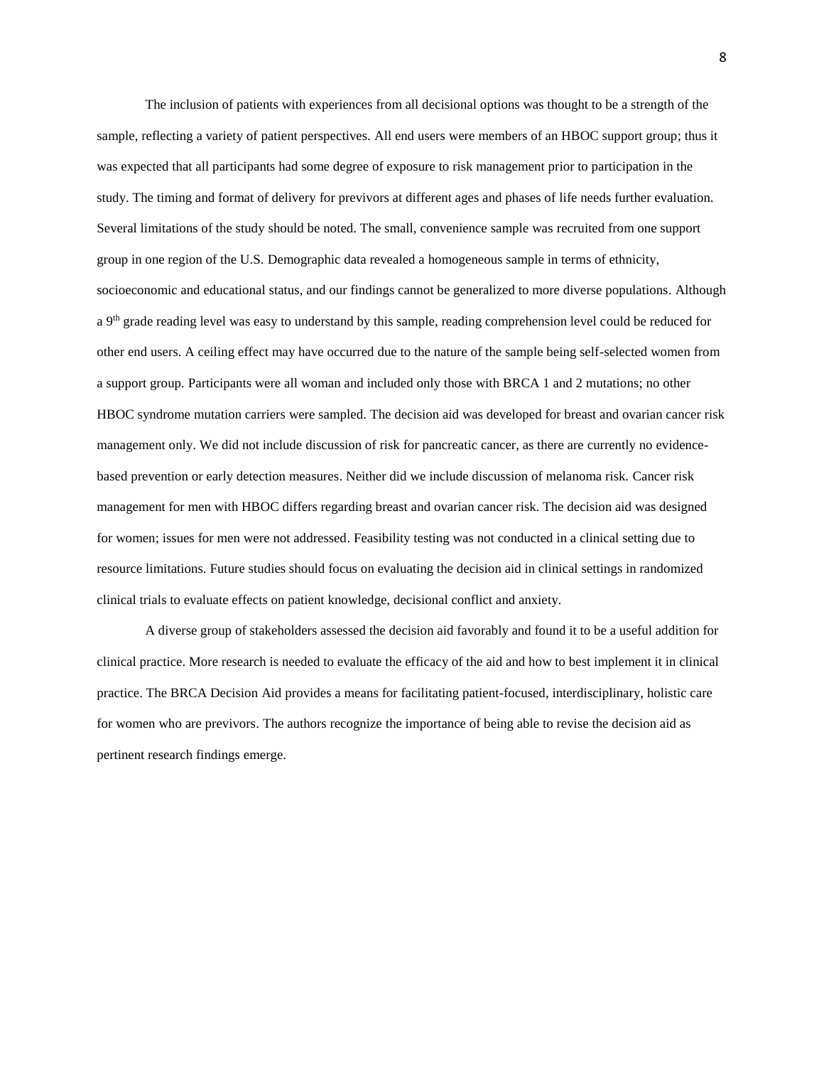The inclusion of patients with experiences from all decisional options was thought to be a strength of the sample, reflecting a variety of patient perspectives. All end users were members of an HBOC support group; thus it was expected that all participants had some degree of exposure to risk management prior to participation in the study. The timing and format of delivery for previvors at different ages and phases of life needs further evaluation. Several limitations of the study should be noted. The small, convenience sample was recruited from one support group in one region of the U.S. Demographic data revealed a homogeneous sample in terms of ethnicity, socioeconomic and educational status, and our findings cannot be generalized to more diverse populations. Although a 9th grade reading level was easy to understand by this sample, reading comprehension level could be reduced for other end users. A ceiling effect may have occurred due to the nature of the sample being self-selected women from a support group. Participants were all woman and included only those with BRCA 1 and 2 mutations; no other HBOC syndrome mutation carriers were sampled. The decision aid was developed for breast and ovarian cancer risk management only. We did not include discussion of risk for pancreatic cancer, as there are currently no evidence-based prevention or early detection measures. Neither did we include discussion of melanoma risk. Cancer risk management for men with HBOC differs regarding breast and ovarian cancer risk. The decision aid was designed for women; issues for men were not addressed. Feasibility testing was not conducted in a clinical setting due to resource limitations. Future studies should focus on evaluating the decision aid in clinical settings in randomized clinical trials to evaluate effects on patient knowledge, decisional conflict and anxiety.

A diverse group of stakeholders assessed the decision aid favorably and found it to be a useful addition for clinical practice. More research is needed to evaluate the efficacy of the aid and how to best implement it in clinical practice. The BRCA Decision Aid provides a means for facilitating patient-focused, interdisciplinary, holistic care for women who are previvors. The authors recognize the importance of being able to revise the decision aid as pertinent research findings emerge.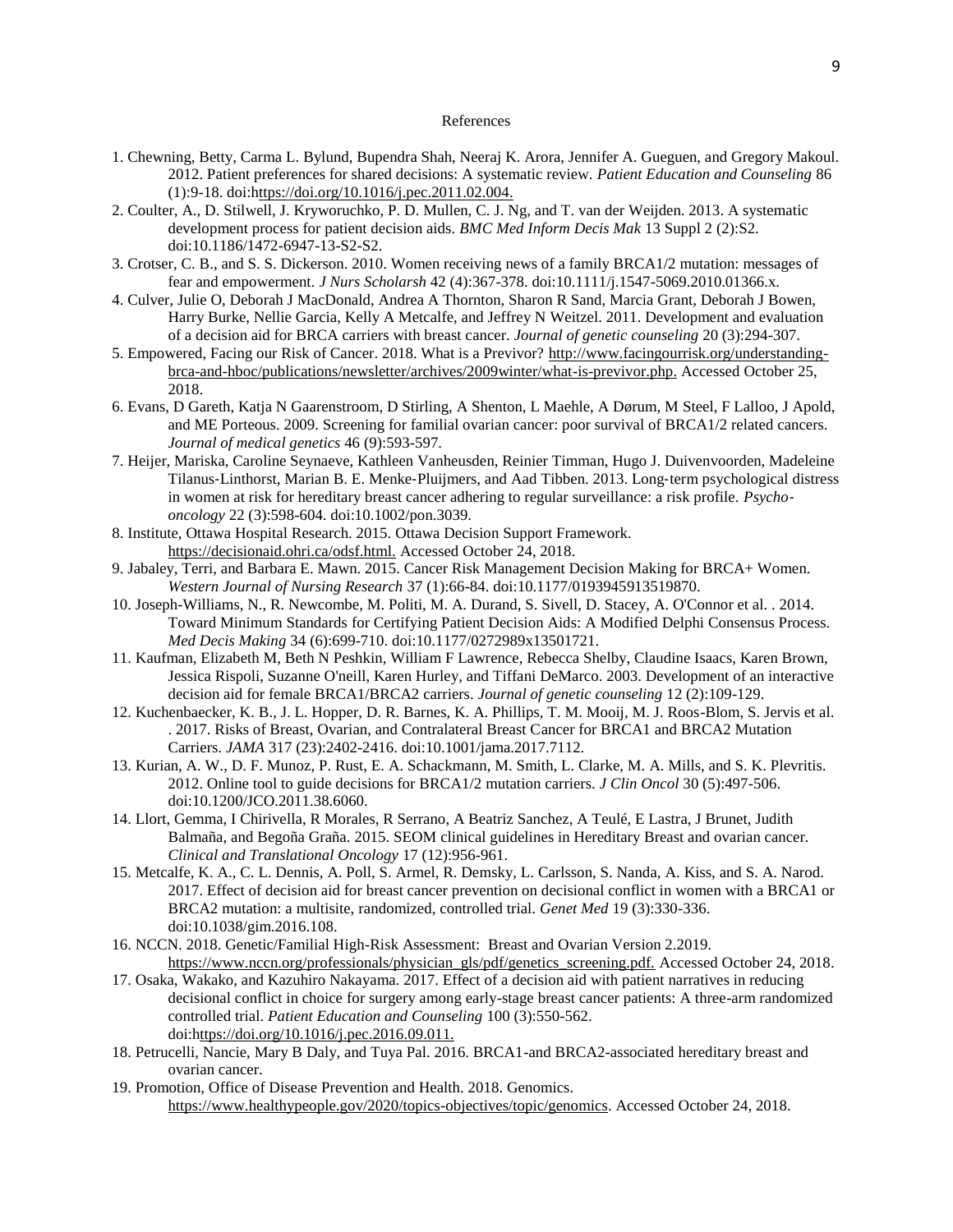# References

1. Chewning, Betty, Carma L. Bylund, Bupendra Shah, Neeraj K. Arora, Jennifer A. Gueguen, and Gregory Makoul. 2012. Patient preferences for shared decisions: A systematic review. *Patient Education and Counseling* 86 (1):9-18. doi:https://doi.org/10.1016/j.pec.2011.02.004.
2. Coulter, A., D. Stilwell, J. Kryworuchko, P. D. Mullen, C. J. Ng, and T. van der Weijden. 2013. A systematic development process for patient decision aids. *BMC Med Inform Decis Mak* 13 Suppl 2 (2):S2. doi:10.1186/1472-6947-13-S2-S2.
3. Crotser, C. B., and S. S. Dickerson. 2010. Women receiving news of a family BRCA1/2 mutation: messages of fear and empowerment. *J Nurs Scholarsh* 42 (4):367-378. doi:10.1111/j.1547-5069.2010.01366.x.
4. Culver, Julie O, Deborah J MacDonald, Andrea A Thornton, Sharon R Sand, Marcia Grant, Deborah J Bowen, Harry Burke, Nellie Garcia, Kelly A Metcalfe, and Jeffrey N Weitzel. 2011. Development and evaluation of a decision aid for BRCA carriers with breast cancer. *Journal of genetic counseling* 20 (3):294-307.
5. Empowered, Facing our Risk of Cancer. 2018. What is a Previvor? http://www.facingourrisk.org/understanding-brca-and-hboc/publications/newsletter/archives/2009winter/what-is-previvor.php. Accessed October 25, 2018.
6. Evans, D Gareth, Katja N Gaarenstroom, D Stirling, A Shenton, L Maehle, A Dørum, M Steel, F Lalloo, J Apold, and ME Porteous. 2009. Screening for familial ovarian cancer: poor survival of BRCA1/2 related cancers. *Journal of medical genetics* 46 (9):593-597.
7. Heijer, Mariska, Caroline Seynaeve, Kathleen Vanheusden, Reinier Timman, Hugo J. Duivenvoorden, Madeleine Tilanus-Linthorst, Marian B. E. Menke-Pluijmers, and Aad Tibben. 2013. Long-term psychological distress in women at risk for hereditary breast cancer adhering to regular surveillance: a risk profile. *Psycho-oncology* 22 (3):598-604. doi:10.1002/pon.3039.
8. Institute, Ottawa Hospital Research. 2015. Ottawa Decision Support Framework. https://decisionaid.ohri.ca/odsf.html. Accessed October 24, 2018.
9. Jabaley, Terri, and Barbara E. Mawn. 2015. Cancer Risk Management Decision Making for BRCA+ Women. *Western Journal of Nursing Research* 37 (1):66-84. doi:10.1177/0193945913519870.
10. Joseph-Williams, N., R. Newcombe, M. Politi, M. A. Durand, S. Sivell, D. Stacey, A. O'Connor et al. . 2014. Toward Minimum Standards for Certifying Patient Decision Aids: A Modified Delphi Consensus Process. *Med Decis Making* 34 (6):699-710. doi:10.1177/0272989x13501721.
11. Kaufman, Elizabeth M, Beth N Peshkin, William F Lawrence, Rebecca Shelby, Claudine Isaacs, Karen Brown, Jessica Rispoli, Suzanne O'neill, Karen Hurley, and Tiffani DeMarco. 2003. Development of an interactive decision aid for female BRCA1/BRCA2 carriers. *Journal of genetic counseling* 12 (2):109-129.
12. Kuchenbaecker, K. B., J. L. Hopper, D. R. Barnes, K. A. Phillips, T. M. Mooij, M. J. Roos-Blom, S. Jervis et al. . 2017. Risks of Breast, Ovarian, and Contralateral Breast Cancer for BRCA1 and BRCA2 Mutation Carriers. *JAMA* 317 (23):2402-2416. doi:10.1001/jama.2017.7112.
13. Kurian, A. W., D. F. Munoz, P. Rust, E. A. Schackmann, M. Smith, L. Clarke, M. A. Mills, and S. K. Plevritis. 2012. Online tool to guide decisions for BRCA1/2 mutation carriers. *J Clin Oncol* 30 (5):497-506. doi:10.1200/JCO.2011.38.6060.
14. Llort, Gemma, I Chirivella, R Morales, R Serrano, A Beatriz Sanchez, A Teulé, E Lastra, J Brunet, Judith Balmaña, and Begoña Graña. 2015. SEOM clinical guidelines in Hereditary Breast and ovarian cancer. *Clinical and Translational Oncology* 17 (12):956-961.
15. Metcalfe, K. A., C. L. Dennis, A. Poll, S. Armel, R. Demsky, L. Carlsson, S. Nanda, A. Kiss, and S. A. Narod. 2017. Effect of decision aid for breast cancer prevention on decisional conflict in women with a BRCA1 or BRCA2 mutation: a multisite, randomized, controlled trial. *Genet Med* 19 (3):330-336. doi:10.1038/gim.2016.108.
16. NCCN. 2018. Genetic/Familial High-Risk Assessment: Breast and Ovarian Version 2.2019. https://www.nccn.org/professionals/physician_gls/pdf/genetics_screening.pdf. Accessed October 24, 2018.
17. Osaka, Wakako, and Kazuhiro Nakayama. 2017. Effect of a decision aid with patient narratives in reducing decisional conflict in choice for surgery among early-stage breast cancer patients: A three-arm randomized controlled trial. *Patient Education and Counseling* 100 (3):550-562. doi:https://doi.org/10.1016/j.pec.2016.09.011.
18. Petrucelli, Nancie, Mary B Daly, and Tuya Pal. 2016. BRCA1-and BRCA2-associated hereditary breast and ovarian cancer.
19. Promotion, Office of Disease Prevention and Health. 2018. Genomics. https://www.healthypeople.gov/2020/topics-objectives/topic/genomics. Accessed October 24, 2018.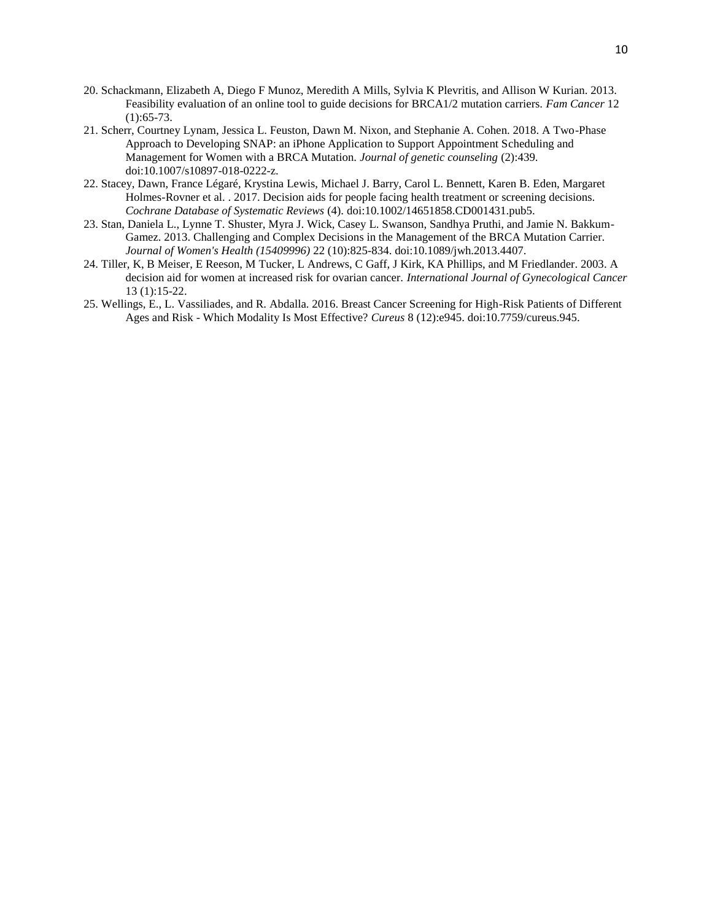20. Schackmann, Elizabeth A, Diego F Munoz, Meredith A Mills, Sylvia K Plevritis, and Allison W Kurian. 2013. Feasibility evaluation of an online tool to guide decisions for BRCA1/2 mutation carriers. *Fam Cancer* 12 (1):65-73.
21. Scherr, Courtney Lynam, Jessica L. Feuston, Dawn M. Nixon, and Stephanie A. Cohen. 2018. A Two-Phase Approach to Developing SNAP: an iPhone Application to Support Appointment Scheduling and Management for Women with a BRCA Mutation. *Journal of genetic counseling* (2):439. doi:10.1007/s10897-018-0222-z.
22. Stacey, Dawn, France Légaré, Krystina Lewis, Michael J. Barry, Carol L. Bennett, Karen B. Eden, Margaret Holmes-Rovner et al. . 2017. Decision aids for people facing health treatment or screening decisions. *Cochrane Database of Systematic Reviews* (4). doi:10.1002/14651858.CD001431.pub5.
23. Stan, Daniela L., Lynne T. Shuster, Myra J. Wick, Casey L. Swanson, Sandhya Pruthi, and Jamie N. Bakkum-Gamez. 2013. Challenging and Complex Decisions in the Management of the BRCA Mutation Carrier. *Journal of Women's Health (15409996)* 22 (10):825-834. doi:10.1089/jwh.2013.4407.
24. Tiller, K, B Meiser, E Reeson, M Tucker, L Andrews, C Gaff, J Kirk, KA Phillips, and M Friedlander. 2003. A decision aid for women at increased risk for ovarian cancer. *International Journal of Gynecological Cancer* 13 (1):15-22.
25. Wellings, E., L. Vassiliades, and R. Abdalla. 2016. Breast Cancer Screening for High-Risk Patients of Different Ages and Risk - Which Modality Is Most Effective? *Cureus* 8 (12):e945. doi:10.7759/cureus.945.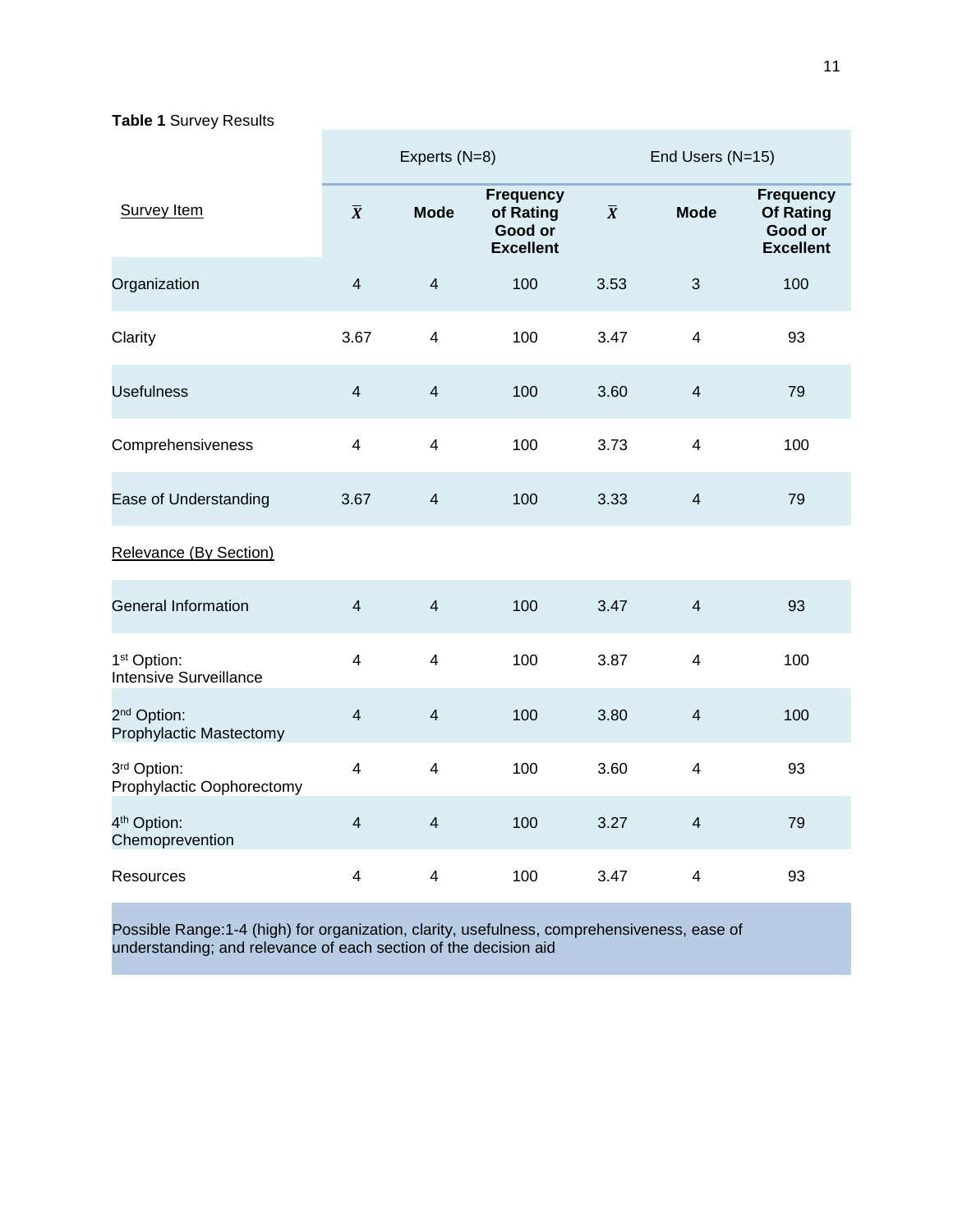**Table 1** Survey Results

| Survey Item | Experts (N=8) | | | End Users (N=15) | | |
|---|---|---|---|---|---|---|
| | $\bar{X}$ | **Mode** | **Frequency of Rating Good or Excellent** | $\bar{X}$ | **Mode** | **Frequency Of Rating Good or Excellent** |
| Organization | 4 | 4 | 100 | 3.53 | 3 | 100 |
| Clarity | 3.67 | 4 | 100 | 3.47 | 4 | 93 |
| Usefulness | 4 | 4 | 100 | 3.60 | 4 | 79 |
| Comprehensiveness | 4 | 4 | 100 | 3.73 | 4 | 100 |
| Ease of Understanding | 3.67 | 4 | 100 | 3.33 | 4 | 79 |
| Relevance (By Section) | | | | | | |
| General Information | 4 | 4 | 100 | 3.47 | 4 | 93 |
| 1st Option: Intensive Surveillance | 4 | 4 | 100 | 3.87 | 4 | 100 |
| 2nd Option: Prophylactic Mastectomy | 4 | 4 | 100 | 3.80 | 4 | 100 |
| 3rd Option: Prophylactic Oophorectomy | 4 | 4 | 100 | 3.60 | 4 | 93 |
| 4th Option: Chemoprevention | 4 | 4 | 100 | 3.27 | 4 | 79 |
| Resources | 4 | 4 | 100 | 3.47 | 4 | 93 |

Possible Range:1-4 (high) for organization, clarity, usefulness, comprehensiveness, ease of understanding; and relevance of each section of the decision aid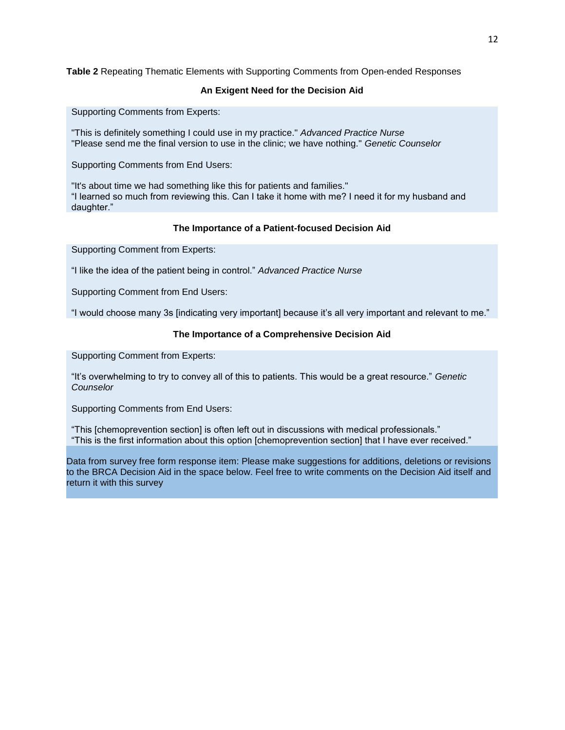**Table 2** Repeating Thematic Elements with Supporting Comments from Open-ended Responses

**An Exigent Need for the Decision Aid**

Supporting Comments from Experts:

"This is definitely something I could use in my practice." *Advanced Practice Nurse*
"Please send me the final version to use in the clinic; we have nothing." *Genetic Counselor*

Supporting Comments from End Users:

"It's about time we had something like this for patients and families."
"I learned so much from reviewing this. Can I take it home with me? I need it for my husband and daughter."

**The Importance of a Patient-focused Decision Aid**

Supporting Comment from Experts:

"I like the idea of the patient being in control." *Advanced Practice Nurse*

Supporting Comment from End Users:

"I would choose many 3s [indicating very important] because it's all very important and relevant to me."

**The Importance of a Comprehensive Decision Aid**

Supporting Comment from Experts:

"It's overwhelming to try to convey all of this to patients. This would be a great resource." *Genetic Counselor*

Supporting Comments from End Users:

"This [chemoprevention section] is often left out in discussions with medical professionals."
"This is the first information about this option [chemoprevention section] that I have ever received."

Data from survey free form response item: Please make suggestions for additions, deletions or revisions to the BRCA Decision Aid in the space below. Feel free to write comments on the Decision Aid itself and return it with this survey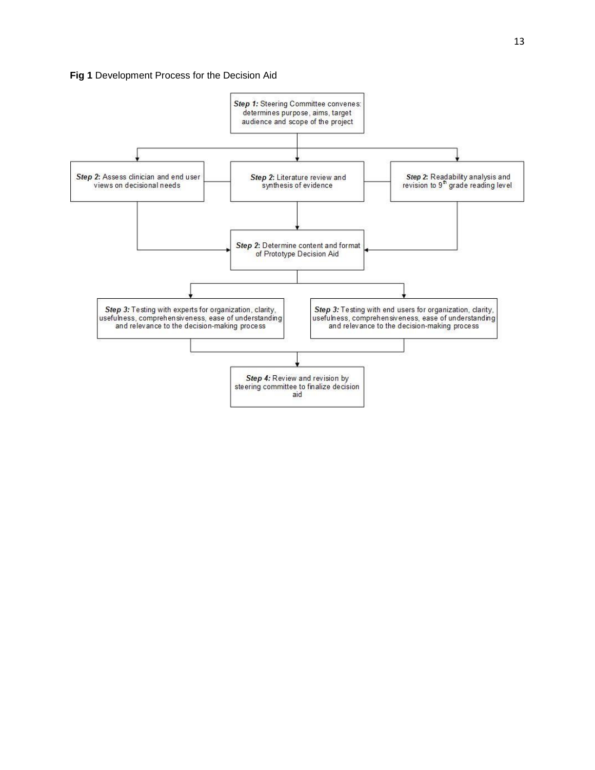**Fig 1** Development Process for the Decision Aid

*Step 1:* Steering Committee convenes: determines purpose, aims, target audience and scope of the project

*Step 2:* Assess clinician and end user views on decisional needs

*Step 2:* Literature review and synthesis of evidence

*Step 2*: Readability analysis and revision to 9th grade reading level

*Step 2:* Determine content and format of Prototype Decision Aid

*Step 3:* Testing with experts for organization, clarity, usefulness, comprehensiveness, ease of understanding and relevance to the decision-making process

*Step 3:* Testing with end users for organization, clarity, usefulness, comprehensiveness, ease of understanding and relevance to the decision-making process

*Step 4:* Review and revision by steering committee to finalize decision aid